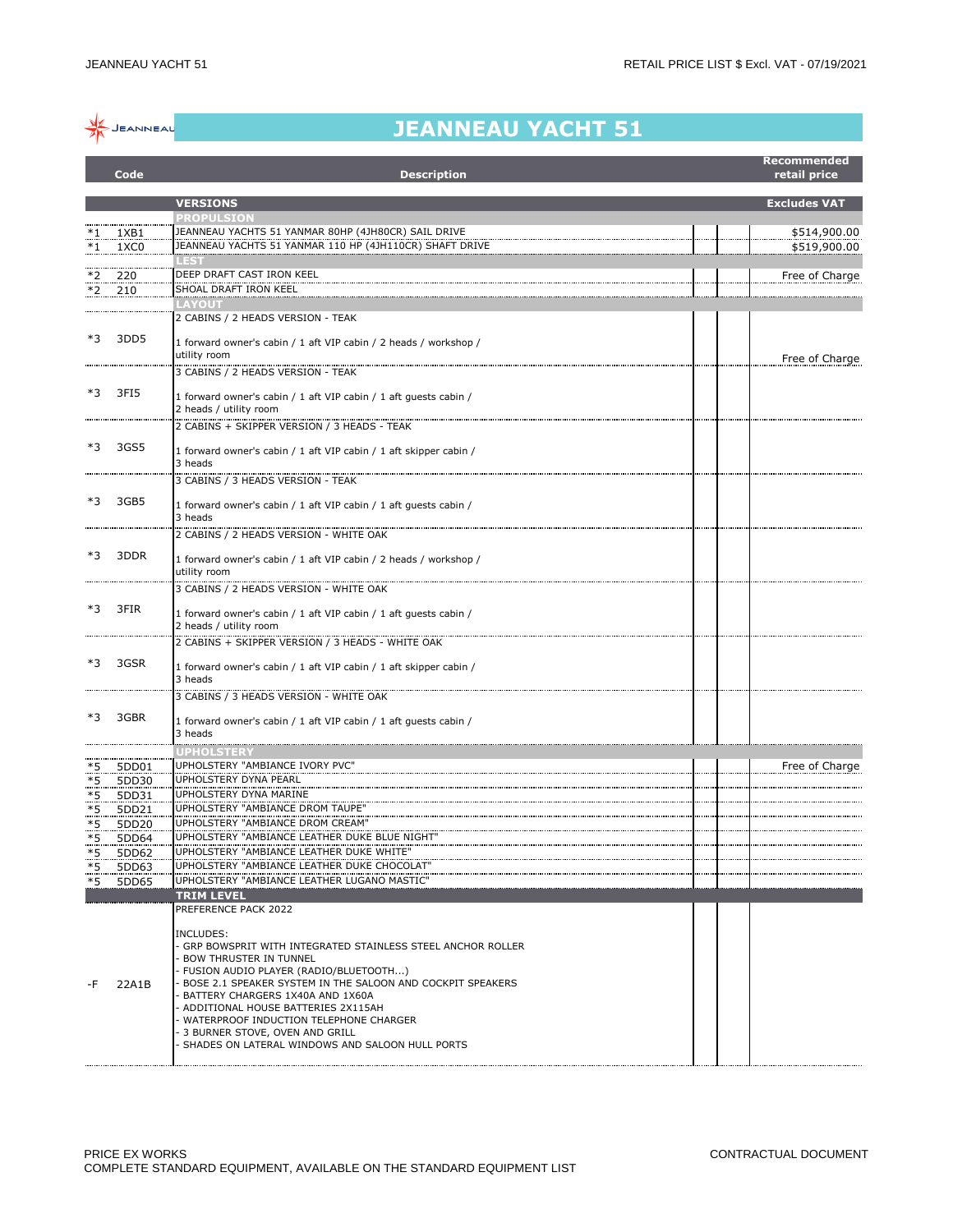# JEANNEAU YACHT 51

RETAIL PRICE LIST $ Excl. VAT - 07/19/2021

| | Code | Description | | | Recommended retail price |
|---|---|---|---|---|---|
| | | **VERSIONS** | | | **Excludes VAT** |
| | | **PROPULSION** | | | |
| *1 | 1XB1 | JEANNEAU YACHTS 51 YANMAR 80HP (4JH80CR) SAIL DRIVE | | | $514,900.00 |
| *1 | 1XC0 | JEANNEAU YACHTS 51 YANMAR 110 HP (4JH110CR) SHAFT DRIVE | | | $519,900.00 |
| | | **LEST** | | | |
| *2 | 220 | DEEP DRAFT CAST IRON KEEL | | | Free of Charge |
| *2 | 210 | SHOAL DRAFT IRON KEEL | | | |
| | | **LAYOUT** | | | |
| *3 | 3DD5 | 2 CABINS / 2 HEADS VERSION - TEAK<br><br>1 forward owner's cabin / 1 aft VIP cabin / 2 heads / workshop / utility room | | | Free of Charge |
| *3 | 3FI5 | 3 CABINS / 2 HEADS VERSION - TEAK<br><br>1 forward owner's cabin / 1 aft VIP cabin / 1 aft guests cabin / 2 heads / utility room | | | |
| *3 | 3GS5 | 2 CABINS + SKIPPER VERSION / 3 HEADS - TEAK<br><br>1 forward owner's cabin / 1 aft VIP cabin / 1 aft skipper cabin / 3 heads | | | |
| *3 | 3GB5 | 3 CABINS / 3 HEADS VERSION - TEAK<br><br>1 forward owner's cabin / 1 aft VIP cabin / 1 aft guests cabin / 3 heads | | | |
| *3 | 3DDR | 2 CABINS / 2 HEADS VERSION - WHITE OAK<br><br>1 forward owner's cabin / 1 aft VIP cabin / 2 heads / workshop / utility room | | | |
| *3 | 3FIR | 3 CABINS / 2 HEADS VERSION - WHITE OAK<br><br>1 forward owner's cabin / 1 aft VIP cabin / 1 aft guests cabin / 2 heads / utility room | | | |
| *3 | 3GSR | 2 CABINS + SKIPPER VERSION / 3 HEADS - WHITE OAK<br><br>1 forward owner's cabin / 1 aft VIP cabin / 1 aft skipper cabin / 3 heads | | | |
| *3 | 3GBR | 3 CABINS / 3 HEADS VERSION - WHITE OAK<br><br>1 forward owner's cabin / 1 aft VIP cabin / 1 aft guests cabin / 3 heads | | | |
| | | **UPHOLSTERY** | | | |
| *5 | 5DD01 | UPHOLSTERY "AMBIANCE IVORY PVC" | | | Free of Charge |
| *5 | 5DD30 | UPHOLSTERY DYNA PEARL | | | |
| *5 | 5DD31 | UPHOLSTERY DYNA MARINE | | | |
| *5 | 5DD21 | UPHOLSTERY "AMBIANCE DROM TAUPE" | | | |
| *5 | 5DD20 | UPHOLSTERY "AMBIANCE DROM CREAM" | | | |
| *5 | 5DD64 | UPHOLSTERY "AMBIANCE LEATHER DUKE BLUE NIGHT" | | | |
| *5 | 5DD62 | UPHOLSTERY "AMBIANCE LEATHER DUKE WHITE" | | | |
| *5 | 5DD63 | UPHOLSTERY "AMBIANCE LEATHER DUKE CHOCOLAT" | | | |
| *5 | 5DD65 | UPHOLSTERY "AMBIANCE LEATHER LUGANO MASTIC" | | | |
| | | **TRIM LEVEL** | | | |
| -F | 22A1B | PREFERENCE PACK 2022<br><br>INCLUDES:<br>- GRP BOWSPRIT WITH INTEGRATED STAINLESS STEEL ANCHOR ROLLER<br>- BOW THRUSTER IN TUNNEL<br>- FUSION AUDIO PLAYER (RADIO/BLUETOOTH...)<br>- BOSE 2.1 SPEAKER SYSTEM IN THE SALOON AND COCKPIT SPEAKERS<br>- BATTERY CHARGERS 1X40A AND 1X60A<br>- ADDITIONAL HOUSE BATTERIES 2X115AH<br>- WATERPROOF INDUCTION TELEPHONE CHARGER<br>- 3 BURNER STOVE, OVEN AND GRILL<br>- SHADES ON LATERAL WINDOWS AND SALOON HULL PORTS | | | |

PRICE EX WORKS
COMPLETE STANDARD EQUIPMENT, AVAILABLE ON THE STANDARD EQUIPMENT LIST

CONTRACTUAL DOCUMENT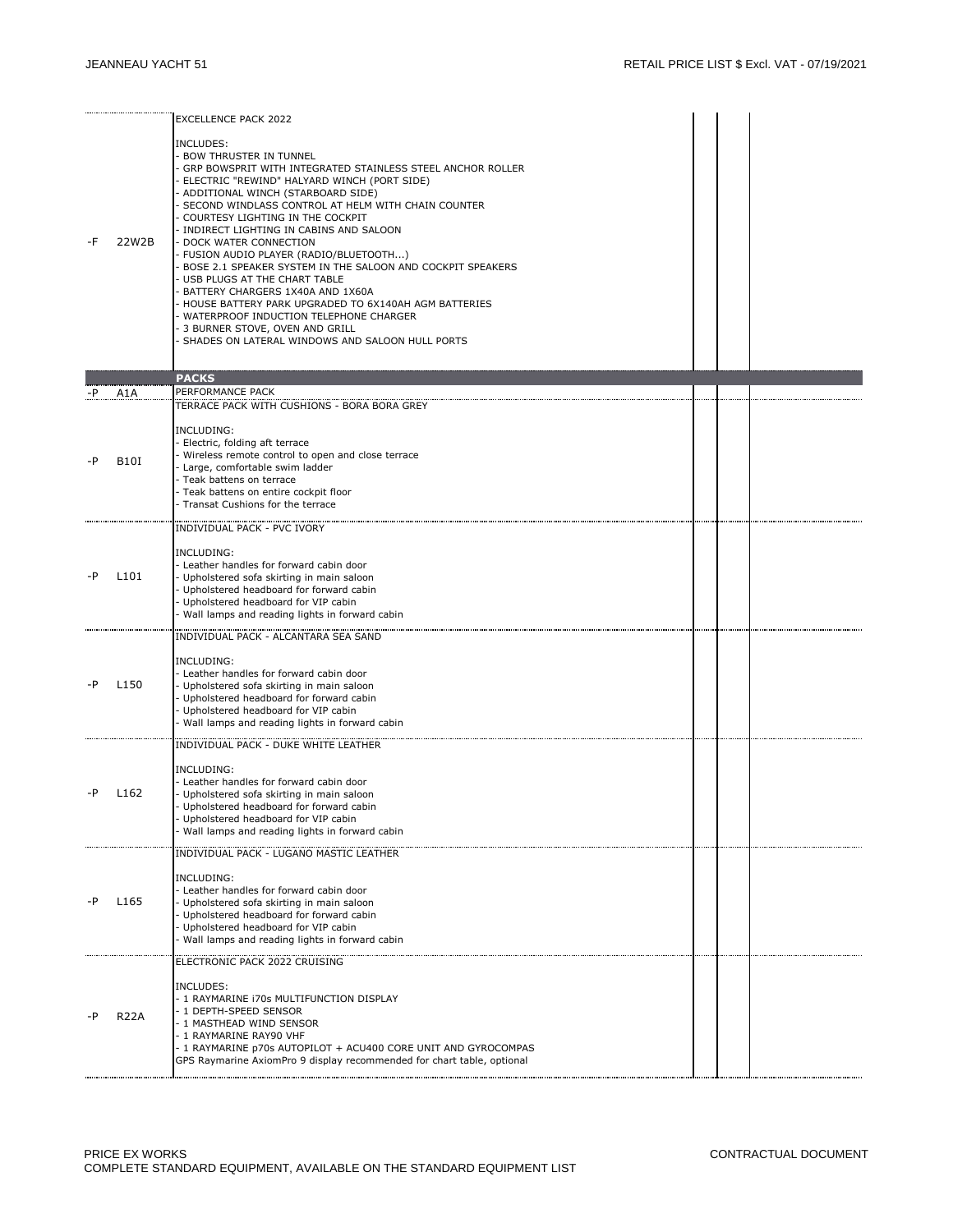| | | | | | |
|---|---|---|---|---|---|
| -F | 22W2B | EXCELLENCE PACK 2022<br><br>INCLUDES:<br>- BOW THRUSTER IN TUNNEL<br>- GRP BOWSPRIT WITH INTEGRATED STAINLESS STEEL ANCHOR ROLLER<br>- ELECTRIC "REWIND" HALYARD WINCH (PORT SIDE)<br>- ADDITIONAL WINCH (STARBOARD SIDE)<br>- SECOND WINDLASS CONTROL AT HELM WITH CHAIN COUNTER<br>- COURTESY LIGHTING IN THE COCKPIT<br>- INDIRECT LIGHTING IN CABINS AND SALOON<br>- DOCK WATER CONNECTION<br>- FUSION AUDIO PLAYER (RADIO/BLUETOOTH...)<br>- BOSE 2.1 SPEAKER SYSTEM IN THE SALOON AND COCKPIT SPEAKERS<br>- USB PLUGS AT THE CHART TABLE<br>- BATTERY CHARGERS 1X40A AND 1X60A<br>- HOUSE BATTERY PARK UPGRADED TO 6X140AH AGM BATTERIES<br>- WATERPROOF INDUCTION TELEPHONE CHARGER<br>- 3 BURNER STOVE, OVEN AND GRILL<br>- SHADES ON LATERAL WINDOWS AND SALOON HULL PORTS | | | |
| | | **PACKS** | | | |
| -P | A1A | PERFORMANCE PACK | | | |
| -P | B10I | TERRACE PACK WITH CUSHIONS - BORA BORA GREY<br><br>INCLUDING:<br>- Electric, folding aft terrace<br>- Wireless remote control to open and close terrace<br>- Large, comfortable swim ladder<br>- Teak battens on terrace<br>- Teak battens on entire cockpit floor<br>- Transat Cushions for the terrace | | | |
| -P | L101 | INDIVIDUAL PACK - PVC IVORY<br><br>INCLUDING:<br>- Leather handles for forward cabin door<br>- Upholstered sofa skirting in main saloon<br>- Upholstered headboard for forward cabin<br>- Upholstered headboard for VIP cabin<br>- Wall lamps and reading lights in forward cabin | | | |
| -P | L150 | INDIVIDUAL PACK - ALCANTARA SEA SAND<br><br>INCLUDING:<br>- Leather handles for forward cabin door<br>- Upholstered sofa skirting in main saloon<br>- Upholstered headboard for forward cabin<br>- Upholstered headboard for VIP cabin<br>- Wall lamps and reading lights in forward cabin | | | |
| -P | L162 | INDIVIDUAL PACK - DUKE WHITE LEATHER<br><br>INCLUDING:<br>- Leather handles for forward cabin door<br>- Upholstered sofa skirting in main saloon<br>- Upholstered headboard for forward cabin<br>- Upholstered headboard for VIP cabin<br>- Wall lamps and reading lights in forward cabin | | | |
| -P | L165 | INDIVIDUAL PACK - LUGANO MASTIC LEATHER<br><br>INCLUDING:<br>- Leather handles for forward cabin door<br>- Upholstered sofa skirting in main saloon<br>- Upholstered headboard for forward cabin<br>- Upholstered headboard for VIP cabin<br>- Wall lamps and reading lights in forward cabin | | | |
| -P | R22A | ELECTRONIC PACK 2022 CRUISING<br><br>INCLUDES:<br>- 1 RAYMARINE i70s MULTIFUNCTION DISPLAY<br>- 1 DEPTH-SPEED SENSOR<br>- 1 MASTHEAD WIND SENSOR<br>- 1 RAYMARINE RAY90 VHF<br>- 1 RAYMARINE p70s AUTOPILOT + ACU400 CORE UNIT AND GYROCOMPAS<br>GPS Raymarine AxiomPro 9 display recommended for chart table, optional | | | |

PRICE EX WORKS
COMPLETE STANDARD EQUIPMENT, AVAILABLE ON THE STANDARD EQUIPMENT LIST

CONTRACTUAL DOCUMENT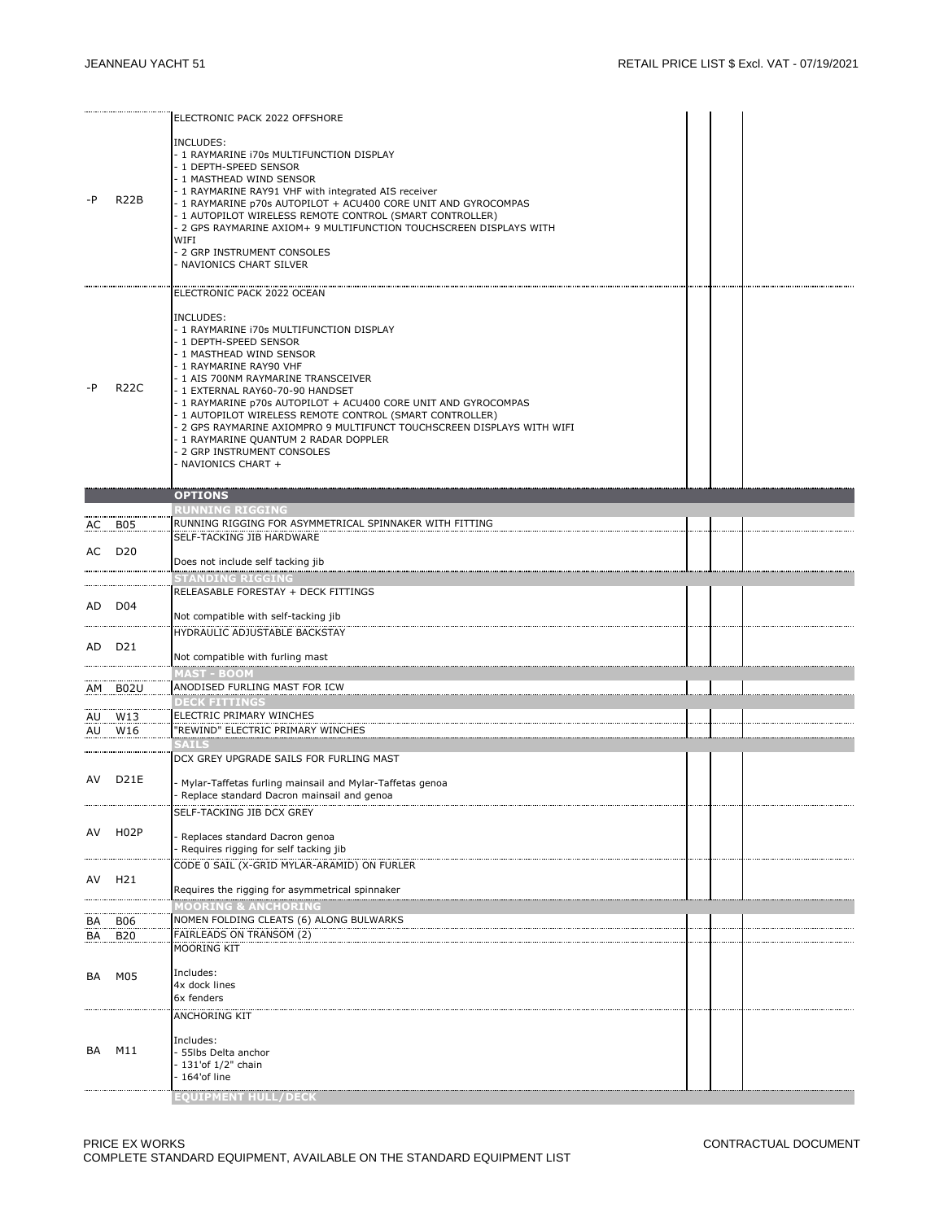| | | | | | |
|---|---|---|---|---|---|
| -P | R22B | ELECTRONIC PACK 2022 OFFSHORE<br><br>INCLUDES:<br>- 1 RAYMARINE i70s MULTIFUNCTION DISPLAY<br>- 1 DEPTH-SPEED SENSOR<br>- 1 MASTHEAD WIND SENSOR<br>- 1 RAYMARINE RAY91 VHF with integrated AIS receiver<br>- 1 RAYMARINE p70s AUTOPILOT + ACU400 CORE UNIT AND GYROCOMPAS<br>- 1 AUTOPILOT WIRELESS REMOTE CONTROL (SMART CONTROLLER)<br>- 2 GPS RAYMARINE AXIOM+ 9 MULTIFUNCTION TOUCHSCREEN DISPLAYS WITH WIFI<br>- 2 GRP INSTRUMENT CONSOLES<br>- NAVIONICS CHART SILVER | | | |
| -P | R22C | ELECTRONIC PACK 2022 OCEAN<br><br>INCLUDES:<br>- 1 RAYMARINE i70s MULTIFUNCTION DISPLAY<br>- 1 DEPTH-SPEED SENSOR<br>- 1 MASTHEAD WIND SENSOR<br>- 1 RAYMARINE RAY90 VHF<br>- 1 AIS 700NM RAYMARINE TRANSCEIVER<br>- 1 EXTERNAL RAY60-70-90 HANDSET<br>- 1 RAYMARINE p70s AUTOPILOT + ACU400 CORE UNIT AND GYROCOMPAS<br>- 1 AUTOPILOT WIRELESS REMOTE CONTROL (SMART CONTROLLER)<br>- 2 GPS RAYMARINE AXIOMPRO 9 MULTIFUNCT TOUCHSCREEN DISPLAYS WITH WIFI<br>- 1 RAYMARINE QUANTUM 2 RADAR DOPPLER<br>- 2 GRP INSTRUMENT CONSOLES<br>- NAVIONICS CHART + | | | |
| | | **OPTIONS** | | | |
| | | **RUNNING RIGGING** | | | |
| AC | B05 | RUNNING RIGGING FOR ASYMMETRICAL SPINNAKER WITH FITTING | | | |
| AC | D20 | SELF-TACKING JIB HARDWARE<br><br>Does not include self tacking jib | | | |
| | | **STANDING RIGGING** | | | |
| AD | D04 | RELEASABLE FORESTAY + DECK FITTINGS<br><br>Not compatible with self-tacking jib | | | |
| AD | D21 | HYDRAULIC ADJUSTABLE BACKSTAY<br><br>Not compatible with furling mast | | | |
| | | **MAST - BOOM** | | | |
| AM | B02U | ANODISED FURLING MAST FOR ICW | | | |
| | | **DECK FITTINGS** | | | |
| AU | W13 | ELECTRIC PRIMARY WINCHES | | | |
| AU | W16 | "REWIND" ELECTRIC PRIMARY WINCHES | | | |
| | | **SAILS** | | | |
| AV | D21E | DCX GREY UPGRADE SAILS FOR FURLING MAST<br><br>- Mylar-Taffetas furling mainsail and Mylar-Taffetas genoa<br>- Replace standard Dacron mainsail and genoa | | | |
| AV | H02P | SELF-TACKING JIB DCX GREY<br><br>- Replaces standard Dacron genoa<br>- Requires rigging for self tacking jib | | | |
| AV | H21 | CODE 0 SAIL (X-GRID MYLAR-ARAMID) ON FURLER<br><br>Requires the rigging for asymmetrical spinnaker | | | |
| | | **MOORING & ANCHORING** | | | |
| BA | B06 | NOMEN FOLDING CLEATS (6) ALONG BULWARKS | | | |
| BA | B20 | FAIRLEADS ON TRANSOM (2) | | | |
| BA | M05 | MOORING KIT<br><br>Includes:<br>4x dock lines<br>6x fenders | | | |
| BA | M11 | ANCHORING KIT<br><br>Includes:<br>- 55lbs Delta anchor<br>- 131'of 1/2" chain<br>- 164'of line | | | |
| | | **EQUIPMENT HULL/DECK** | | | |

PRICE EX WORKS
COMPLETE STANDARD EQUIPMENT, AVAILABLE ON THE STANDARD EQUIPMENT LIST

CONTRACTUAL DOCUMENT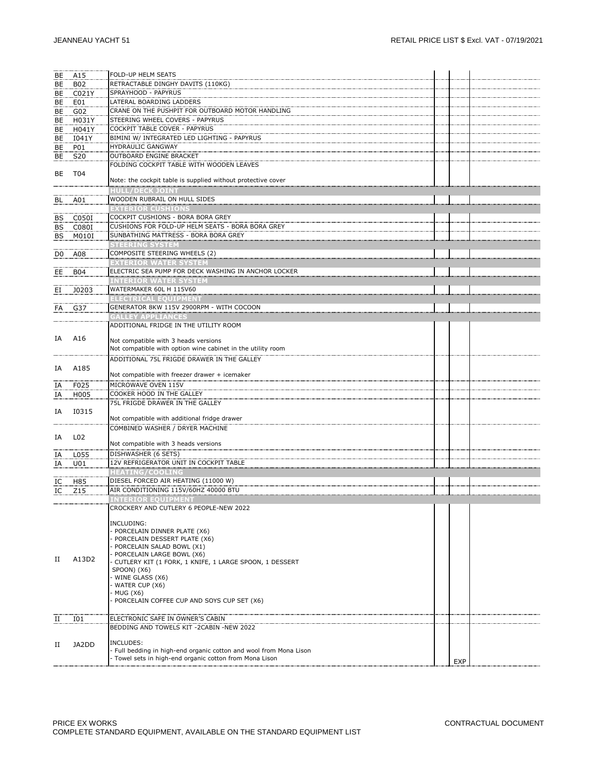| | | | | | |
|---|---|---|---|---|---|
| BE | A15 | FOLD-UP HELM SEATS | | | |
| BE | B02 | RETRACTABLE DINGHY DAVITS (110KG) | | | |
| BE | C021Y | SPRAYHOOD - PAPYRUS | | | |
| BE | E01 | LATERAL BOARDING LADDERS | | | |
| BE | G02 | CRANE ON THE PUSHPIT FOR OUTBOARD MOTOR HANDLING | | | |
| BE | H031Y | STEERING WHEEL COVERS - PAPYRUS | | | |
| BE | H041Y | COCKPIT TABLE COVER - PAPYRUS | | | |
| BE | I041Y | BIMINI W/ INTEGRATED LED LIGHTING - PAPYRUS | | | |
| BE | P01 | HYDRAULIC GANGWAY | | | |
| BE | S20 | OUTBOARD ENGINE BRACKET | | | |
| BE | T04 | FOLDING COCKPIT TABLE WITH WOODEN LEAVES<br><br>Note: the cockpit table is supplied without protective cover | | | |
| | | **HULL/DECK JOINT** | | | |
| BL | A01 | WOODEN RUBRAIL ON HULL SIDES | | | |
| | | **EXTERIOR CUSHIONS** | | | |
| BS | C050I | COCKPIT CUSHIONS - BORA BORA GREY | | | |
| BS | C080I | CUSHIONS FOR FOLD-UP HELM SEATS - BORA BORA GREY | | | |
| BS | M010I | SUNBATHING MATTRESS - BORA BORA GREY | | | |
| | | **STEERING SYSTEM** | | | |
| D0 | A08 | COMPOSITE STEERING WHEELS (2) | | | |
| | | **EXTERIOR WATER SYSTEM** | | | |
| EE | B04 | ELECTRIC SEA PUMP FOR DECK WASHING IN ANCHOR LOCKER | | | |
| | | **INTERIOR WATER SYSTEM** | | | |
| EI | J0203 | WATERMAKER 60L H 115V60 | | | |
| | | **ELECTRICAL EQUIPMENT** | | | |
| FA | G37 | GENERATOR 8KW 115V 2900RPM - WITH COCOON | | | |
| | | **GALLEY APPLIANCES** | | | |
| IA | A16 | ADDITIONAL FRIDGE IN THE UTILITY ROOM<br><br>Not compatible with 3 heads versions<br>Not compatible with option wine cabinet in the utility room | | | |
| IA | A185 | ADDITIONAL 75L FRIGDE DRAWER IN THE GALLEY<br><br>Not compatible with freezer drawer + icemaker | | | |
| IA | F025 | MICROWAVE OVEN 115V | | | |
| IA | H005 | COOKER HOOD IN THE GALLEY | | | |
| IA | I0315 | 75L FRIGDE DRAWER IN THE GALLEY<br><br>Not compatible with additional fridge drawer | | | |
| IA | L02 | COMBINED WASHER / DRYER MACHINE<br><br>Not compatible with 3 heads versions | | | |
| IA | L055 | DISHWASHER (6 SETS) | | | |
| IA | U01 | 12V REFRIGERATOR UNIT IN COCKPIT TABLE | | | |
| | | **HEATING/COOLING** | | | |
| IC | H85 | DIESEL FORCED AIR HEATING (11000 W) | | | |
| IC | Z15 | AIR CONDITIONING 115V/60HZ 40000 BTU | | | |
| | | **INTERIOR EQUIPMENT** | | | |
| II | A13D2 | CROCKERY AND CUTLERY 6 PEOPLE-NEW 2022<br><br>INCLUDING:<br>- PORCELAIN DINNER PLATE (X6)<br>- PORCELAIN DESSERT PLATE (X6)<br>- PORCELAIN SALAD BOWL (X1)<br>- PORCELAIN LARGE BOWL (X6)<br>- CUTLERY KIT (1 FORK, 1 KNIFE, 1 LARGE SPOON, 1 DESSERT SPOON) (X6)<br>- WINE GLASS (X6)<br>- WATER CUP (X6)<br>- MUG (X6)<br>- PORCELAIN COFFEE CUP AND SOYS CUP SET (X6) | | | |
| II | I01 | ELECTRONIC SAFE IN OWNER'S CABIN | | | |
| II | JA2DD | BEDDING AND TOWELS KIT -2CABIN -NEW 2022<br><br>INCLUDES:<br>- Full bedding in high-end organic cotton and wool from Mona Lison<br>- Towel sets in high-end organic cotton from Mona Lison | | EXP | |

PRICE EX WORKS
COMPLETE STANDARD EQUIPMENT, AVAILABLE ON THE STANDARD EQUIPMENT LIST

CONTRACTUAL DOCUMENT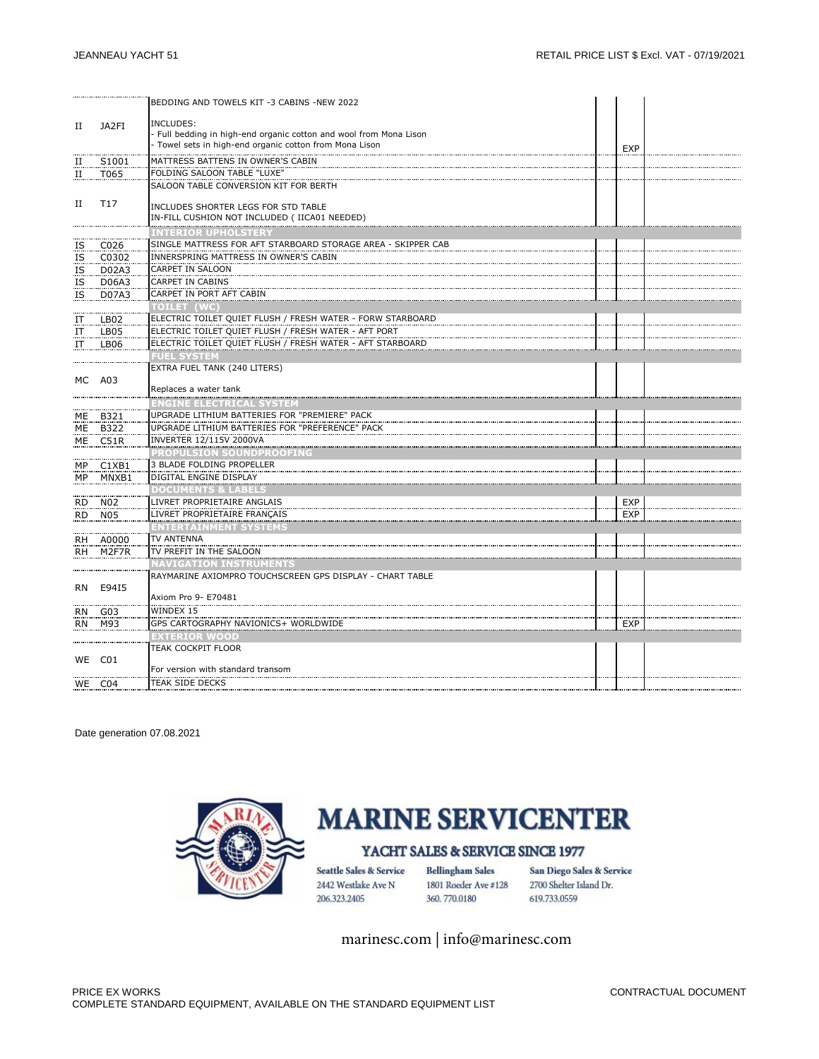| | | | | | |
|---|---|---|---|---|---|
| II | JA2FI | BEDDING AND TOWELS KIT -3 CABINS -NEW 2022<br><br>INCLUDES:<br>- Full bedding in high-end organic cotton and wool from Mona Lison<br>- Towel sets in high-end organic cotton from Mona Lison | | EXP | |
| II | S1001 | MATTRESS BATTENS IN OWNER'S CABIN | | | |
| II | T065 | FOLDING SALOON TABLE "LUXE" | | | |
| II | T17 | SALOON TABLE CONVERSION KIT FOR BERTH<br><br>INCLUDES SHORTER LEGS FOR STD TABLE<br>IN-FILL CUSHION NOT INCLUDED ( IICA01 NEEDED) | | | |
| | | **INTERIOR UPHOLSTERY** | | | |
| IS | C026 | SINGLE MATTRESS FOR AFT STARBOARD STORAGE AREA - SKIPPER CAB | | | |
| IS | C0302 | INNERSPRING MATTRESS IN OWNER'S CABIN | | | |
| IS | D02A3 | CARPET IN SALOON | | | |
| IS | D06A3 | CARPET IN CABINS | | | |
| IS | D07A3 | CARPET IN PORT AFT CABIN | | | |
| | | **TOILET (WC)** | | | |
| IT | LB02 | ELECTRIC TOILET QUIET FLUSH / FRESH WATER - FORW STARBOARD | | | |
| IT | LB05 | ELECTRIC TOILET QUIET FLUSH / FRESH WATER - AFT PORT | | | |
| IT | LB06 | ELECTRIC TOILET QUIET FLUSH / FRESH WATER - AFT STARBOARD | | | |
| | | **FUEL SYSTEM** | | | |
| MC | A03 | EXTRA FUEL TANK (240 LITERS)<br><br>Replaces a water tank | | | |
| | | **ENGINE ELECTRICAL SYSTEM** | | | |
| ME | B321 | UPGRADE LITHIUM BATTERIES FOR "PREMIERE" PACK | | | |
| ME | B322 | UPGRADE LITHIUM BATTERIES FOR "PREFERENCE" PACK | | | |
| ME | C51R | INVERTER 12/115V 2000VA | | | |
| | | **PROPULSION SOUNDPROOFING** | | | |
| MP | C1XB1 | 3 BLADE FOLDING PROPELLER | | | |
| MP | MNXB1 | DIGITAL ENGINE DISPLAY | | | |
| | | **DOCUMENTS & LABELS** | | | |
| RD | N02 | LIVRET PROPRIETAIRE ANGLAIS | | EXP | |
| RD | N05 | LIVRET PROPRIETAIRE FRANÇAIS | | EXP | |
| | | **ENTERTAINMENT SYSTEMS** | | | |
| RH | A0000 | TV ANTENNA | | | |
| RH | M2F7R | TV PREFIT IN THE SALOON | | | |
| | | **NAVIGATION INSTRUMENTS** | | | |
| RN | E94I5 | RAYMARINE AXIOMPRO TOUCHSCREEN GPS DISPLAY - CHART TABLE<br><br>Axiom Pro 9- E70481 | | | |
| RN | G03 | WINDEX 15 | | | |
| RN | M93 | GPS CARTOGRAPHY NAVIONICS+ WORLDWIDE | | EXP | |
| | | **EXTERIOR WOOD** | | | |
| WE | C01 | TEAK COCKPIT FLOOR<br><br>For version with standard transom | | | |
| WE | C04 | TEAK SIDE DECKS | | | |

Date generation 07.08.2021

**MARINE SERVICENTER**

YACHT SALES & SERVICE SINCE 1977

**Seattle Sales & Service**
2442 Westlake Ave N
206.323.2405

**Bellingham Sales**
1801 Roeder Ave #128
360. 770.0180

**San Diego Sales & Service**
2700 Shelter Island Dr.
619.733.0559

marinesc.com | info@marinesc.com